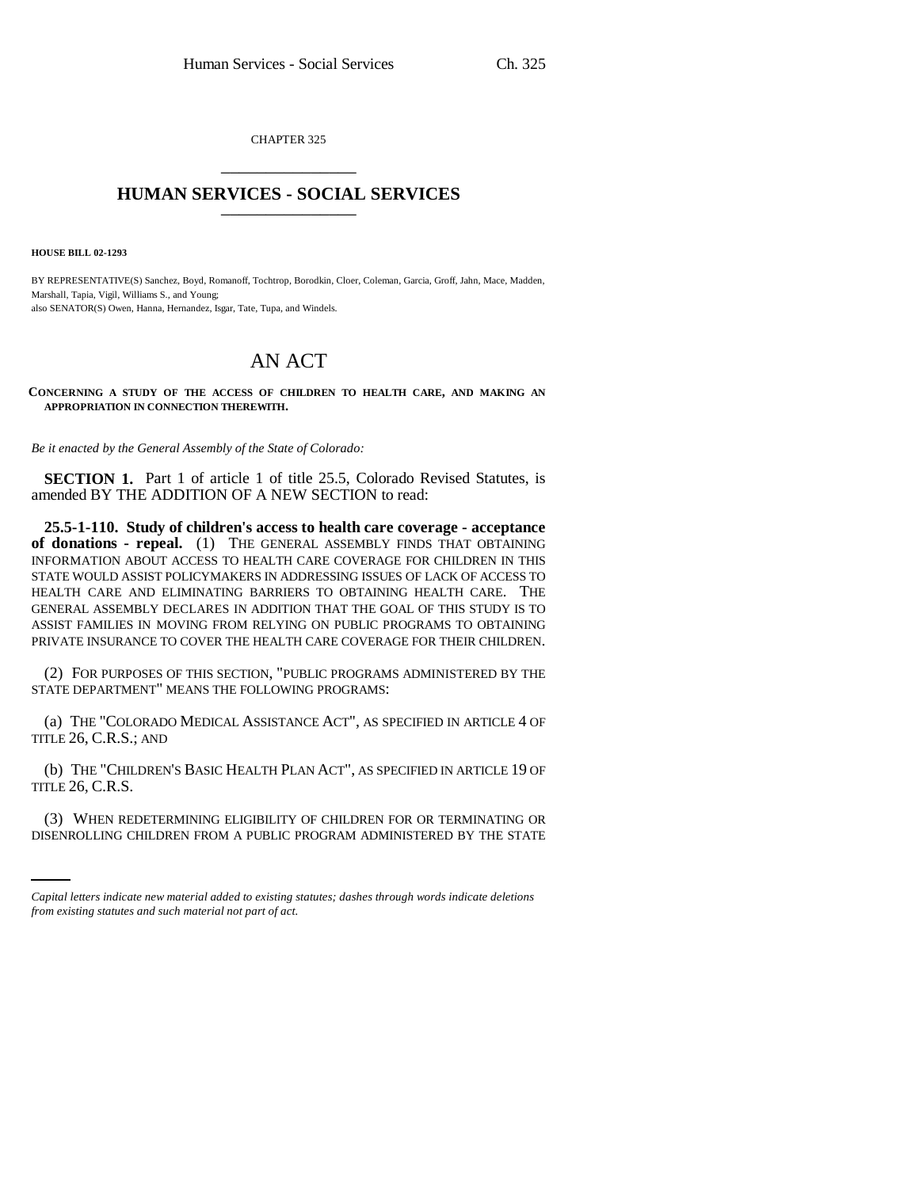CHAPTER 325

# HUMAN SERVICES - SOCIAL SERVICES

**HOUSE BILL 02-1293**

BY REPRESENTATIVE(S) Sanchez, Boyd, Romanoff, Tochtrop, Borodkin, Cloer, Coleman, Garcia, Groff, Jahn, Mace, Madden, Marshall, Tapia, Vigil, Williams S., and Young;
also SENATOR(S) Owen, Hanna, Hernandez, Isgar, Tate, Tupa, and Windels.

# AN ACT

**CONCERNING A STUDY OF THE ACCESS OF CHILDREN TO HEALTH CARE, AND MAKING AN APPROPRIATION IN CONNECTION THEREWITH.**

*Be it enacted by the General Assembly of the State of Colorado:*

**SECTION 1.** Part 1 of article 1 of title 25.5, Colorado Revised Statutes, is amended BY THE ADDITION OF A NEW SECTION to read:

**25.5-1-110. Study of children's access to health care coverage - acceptance of donations - repeal.** (1) THE GENERAL ASSEMBLY FINDS THAT OBTAINING INFORMATION ABOUT ACCESS TO HEALTH CARE COVERAGE FOR CHILDREN IN THIS STATE WOULD ASSIST POLICYMAKERS IN ADDRESSING ISSUES OF LACK OF ACCESS TO HEALTH CARE AND ELIMINATING BARRIERS TO OBTAINING HEALTH CARE. THE GENERAL ASSEMBLY DECLARES IN ADDITION THAT THE GOAL OF THIS STUDY IS TO ASSIST FAMILIES IN MOVING FROM RELYING ON PUBLIC PROGRAMS TO OBTAINING PRIVATE INSURANCE TO COVER THE HEALTH CARE COVERAGE FOR THEIR CHILDREN.

(2) FOR PURPOSES OF THIS SECTION, "PUBLIC PROGRAMS ADMINISTERED BY THE STATE DEPARTMENT" MEANS THE FOLLOWING PROGRAMS:

(a) THE "COLORADO MEDICAL ASSISTANCE ACT", AS SPECIFIED IN ARTICLE 4 OF TITLE 26, C.R.S.; AND

(b) THE "CHILDREN'S BASIC HEALTH PLAN ACT", AS SPECIFIED IN ARTICLE 19 OF TITLE 26, C.R.S.

(3) WHEN REDETERMINING ELIGIBILITY OF CHILDREN FOR OR TERMINATING OR DISENROLLING CHILDREN FROM A PUBLIC PROGRAM ADMINISTERED BY THE STATE

*Capital letters indicate new material added to existing statutes; dashes through words indicate deletions from existing statutes and such material not part of act.*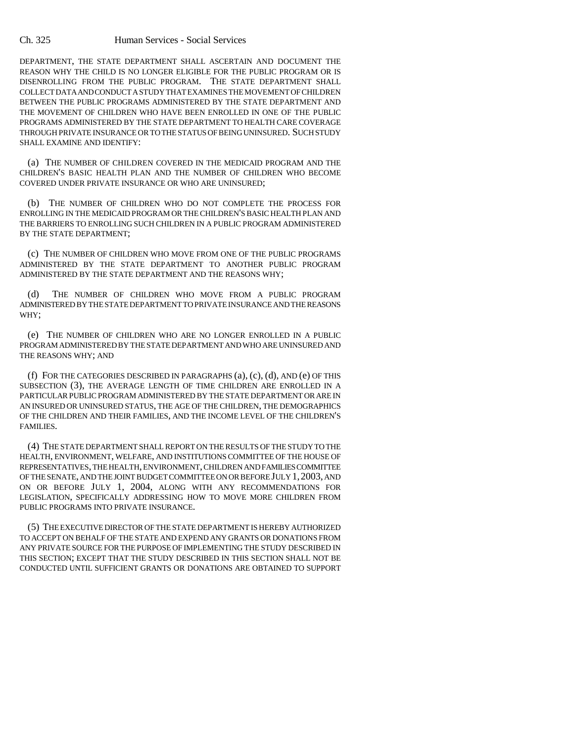DEPARTMENT, THE STATE DEPARTMENT SHALL ASCERTAIN AND DOCUMENT THE REASON WHY THE CHILD IS NO LONGER ELIGIBLE FOR THE PUBLIC PROGRAM OR IS DISENROLLING FROM THE PUBLIC PROGRAM. THE STATE DEPARTMENT SHALL COLLECT DATA AND CONDUCT A STUDY THAT EXAMINES THE MOVEMENT OF CHILDREN BETWEEN THE PUBLIC PROGRAMS ADMINISTERED BY THE STATE DEPARTMENT AND THE MOVEMENT OF CHILDREN WHO HAVE BEEN ENROLLED IN ONE OF THE PUBLIC PROGRAMS ADMINISTERED BY THE STATE DEPARTMENT TO HEALTH CARE COVERAGE THROUGH PRIVATE INSURANCE OR TO THE STATUS OF BEING UNINSURED. SUCH STUDY SHALL EXAMINE AND IDENTIFY:

(a) THE NUMBER OF CHILDREN COVERED IN THE MEDICAID PROGRAM AND THE CHILDREN'S BASIC HEALTH PLAN AND THE NUMBER OF CHILDREN WHO BECOME COVERED UNDER PRIVATE INSURANCE OR WHO ARE UNINSURED;

(b) THE NUMBER OF CHILDREN WHO DO NOT COMPLETE THE PROCESS FOR ENROLLING IN THE MEDICAID PROGRAM OR THE CHILDREN'S BASIC HEALTH PLAN AND THE BARRIERS TO ENROLLING SUCH CHILDREN IN A PUBLIC PROGRAM ADMINISTERED BY THE STATE DEPARTMENT;

(c) THE NUMBER OF CHILDREN WHO MOVE FROM ONE OF THE PUBLIC PROGRAMS ADMINISTERED BY THE STATE DEPARTMENT TO ANOTHER PUBLIC PROGRAM ADMINISTERED BY THE STATE DEPARTMENT AND THE REASONS WHY;

(d) THE NUMBER OF CHILDREN WHO MOVE FROM A PUBLIC PROGRAM ADMINISTERED BY THE STATE DEPARTMENT TO PRIVATE INSURANCE AND THE REASONS WHY;

(e) THE NUMBER OF CHILDREN WHO ARE NO LONGER ENROLLED IN A PUBLIC PROGRAM ADMINISTERED BY THE STATE DEPARTMENT AND WHO ARE UNINSURED AND THE REASONS WHY; AND

(f) FOR THE CATEGORIES DESCRIBED IN PARAGRAPHS (a), (c), (d), AND (e) OF THIS SUBSECTION (3), THE AVERAGE LENGTH OF TIME CHILDREN ARE ENROLLED IN A PARTICULAR PUBLIC PROGRAM ADMINISTERED BY THE STATE DEPARTMENT OR ARE IN AN INSURED OR UNINSURED STATUS, THE AGE OF THE CHILDREN, THE DEMOGRAPHICS OF THE CHILDREN AND THEIR FAMILIES, AND THE INCOME LEVEL OF THE CHILDREN'S FAMILIES.

(4) THE STATE DEPARTMENT SHALL REPORT ON THE RESULTS OF THE STUDY TO THE HEALTH, ENVIRONMENT, WELFARE, AND INSTITUTIONS COMMITTEE OF THE HOUSE OF REPRESENTATIVES, THE HEALTH, ENVIRONMENT, CHILDREN AND FAMILIES COMMITTEE OF THE SENATE, AND THE JOINT BUDGET COMMITTEE ON OR BEFORE JULY 1, 2003, AND ON OR BEFORE JULY 1, 2004, ALONG WITH ANY RECOMMENDATIONS FOR LEGISLATION, SPECIFICALLY ADDRESSING HOW TO MOVE MORE CHILDREN FROM PUBLIC PROGRAMS INTO PRIVATE INSURANCE.

(5) THE EXECUTIVE DIRECTOR OF THE STATE DEPARTMENT IS HEREBY AUTHORIZED TO ACCEPT ON BEHALF OF THE STATE AND EXPEND ANY GRANTS OR DONATIONS FROM ANY PRIVATE SOURCE FOR THE PURPOSE OF IMPLEMENTING THE STUDY DESCRIBED IN THIS SECTION; EXCEPT THAT THE STUDY DESCRIBED IN THIS SECTION SHALL NOT BE CONDUCTED UNTIL SUFFICIENT GRANTS OR DONATIONS ARE OBTAINED TO SUPPORT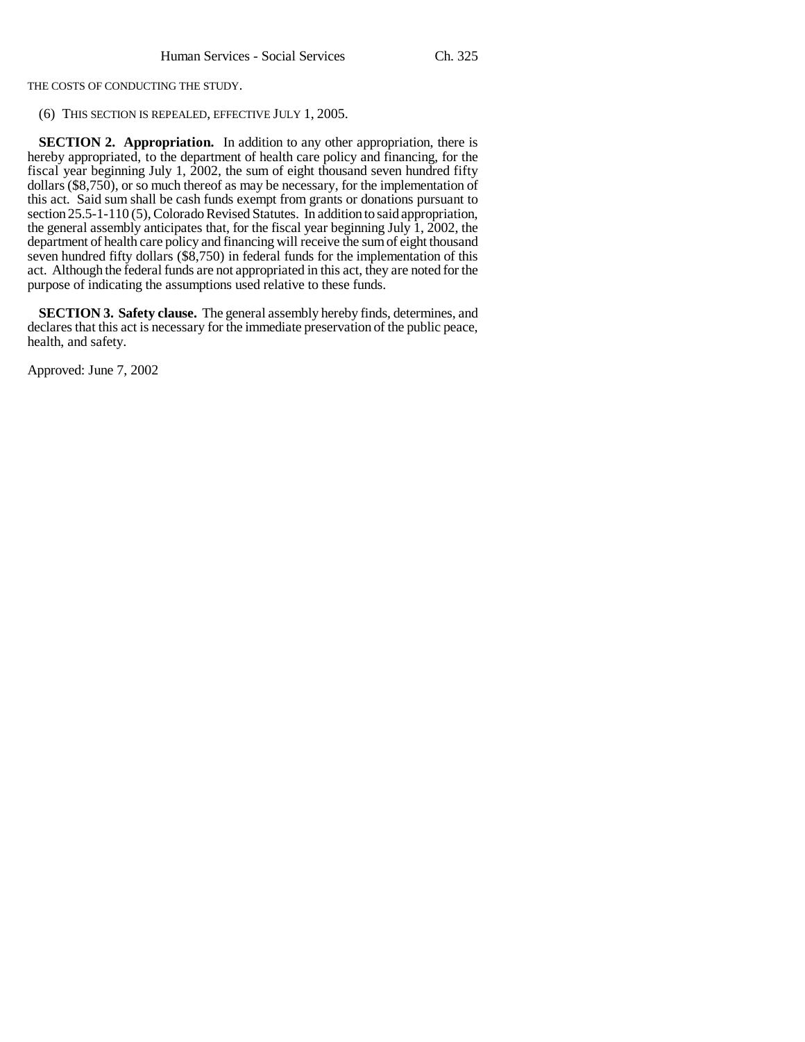THE COSTS OF CONDUCTING THE STUDY.

(6) THIS SECTION IS REPEALED, EFFECTIVE JULY 1, 2005.

**SECTION 2. Appropriation.** In addition to any other appropriation, there is hereby appropriated, to the department of health care policy and financing, for the fiscal year beginning July 1, 2002, the sum of eight thousand seven hundred fifty dollars ($8,750), or so much thereof as may be necessary, for the implementation of this act. Said sum shall be cash funds exempt from grants or donations pursuant to section 25.5-1-110 (5), Colorado Revised Statutes. In addition to said appropriation, the general assembly anticipates that, for the fiscal year beginning July 1, 2002, the department of health care policy and financing will receive the sum of eight thousand seven hundred fifty dollars ($8,750) in federal funds for the implementation of this act. Although the federal funds are not appropriated in this act, they are noted for the purpose of indicating the assumptions used relative to these funds.

**SECTION 3. Safety clause.** The general assembly hereby finds, determines, and declares that this act is necessary for the immediate preservation of the public peace, health, and safety.

Approved: June 7, 2002